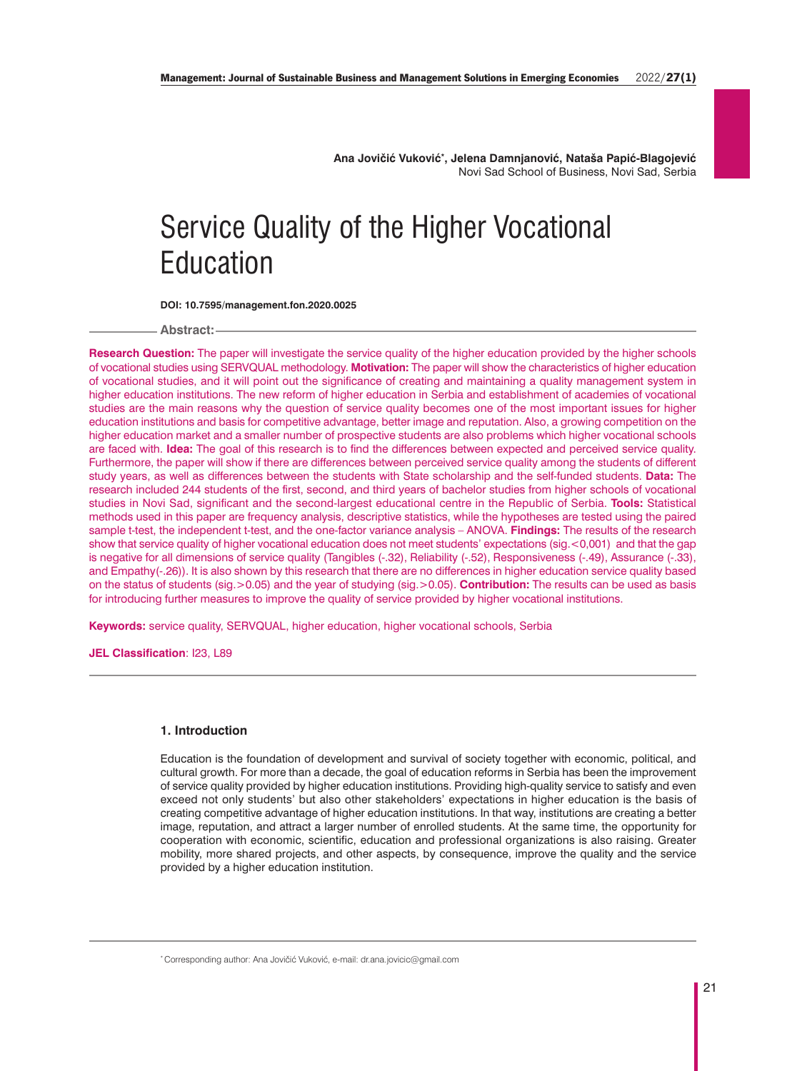**Ana Jovičić Vuković*, Jelena Damnjanović, Nataša Papić-Blagojević**
Novi Sad School of Business, Novi Sad, Serbia

# Service Quality of the Higher Vocational Education

**DOI: 10.7595/management.fon.2020.0025**

## Abstract:

**Research Question:** The paper will investigate the service quality of the higher education provided by the higher schools of vocational studies using SERVQUAL methodology. **Motivation:** The paper will show the characteristics of higher education of vocational studies, and it will point out the significance of creating and maintaining a quality management system in higher education institutions. The new reform of higher education in Serbia and establishment of academies of vocational studies are the main reasons why the question of service quality becomes one of the most important issues for higher education institutions and basis for competitive advantage, better image and reputation. Also, a growing competition on the higher education market and a smaller number of prospective students are also problems which higher vocational schools are faced with. **Idea:** The goal of this research is to find the differences between expected and perceived service quality. Furthermore, the paper will show if there are differences between perceived service quality among the students of different study years, as well as differences between the students with State scholarship and the self-funded students. **Data:** The research included 244 students of the first, second, and third years of bachelor studies from higher schools of vocational studies in Novi Sad, significant and the second-largest educational centre in the Republic of Serbia. **Tools:** Statistical methods used in this paper are frequency analysis, descriptive statistics, while the hypotheses are tested using the paired sample t-test, the independent t-test, and the one-factor variance analysis – ANOVA. **Findings:** The results of the research show that service quality of higher vocational education does not meet students' expectations (sig.<0,001) and that the gap is negative for all dimensions of service quality (Tangibles (-.32), Reliability (-.52), Responsiveness (-.49), Assurance (-.33), and Empathy(-.26)). It is also shown by this research that there are no differences in higher education service quality based on the status of students (sig.>0.05) and the year of studying (sig.>0.05). **Contribution:** The results can be used as basis for introducing further measures to improve the quality of service provided by higher vocational institutions.

**Keywords:** service quality, SERVQUAL, higher education, higher vocational schools, Serbia

**JEL Classification**: I23, L89

## 1. Introduction

Education is the foundation of development and survival of society together with economic, political, and cultural growth. For more than a decade, the goal of education reforms in Serbia has been the improvement of service quality provided by higher education institutions. Providing high-quality service to satisfy and even exceed not only students' but also other stakeholders' expectations in higher education is the basis of creating competitive advantage of higher education institutions. In that way, institutions are creating a better image, reputation, and attract a larger number of enrolled students. At the same time, the opportunity for cooperation with economic, scientific, education and professional organizations is also raising. Greater mobility, more shared projects, and other aspects, by consequence, improve the quality and the service provided by a higher education institution.

* Corresponding author: Ana Jovičić Vuković, e-mail: dr.ana.jovicic@gmail.com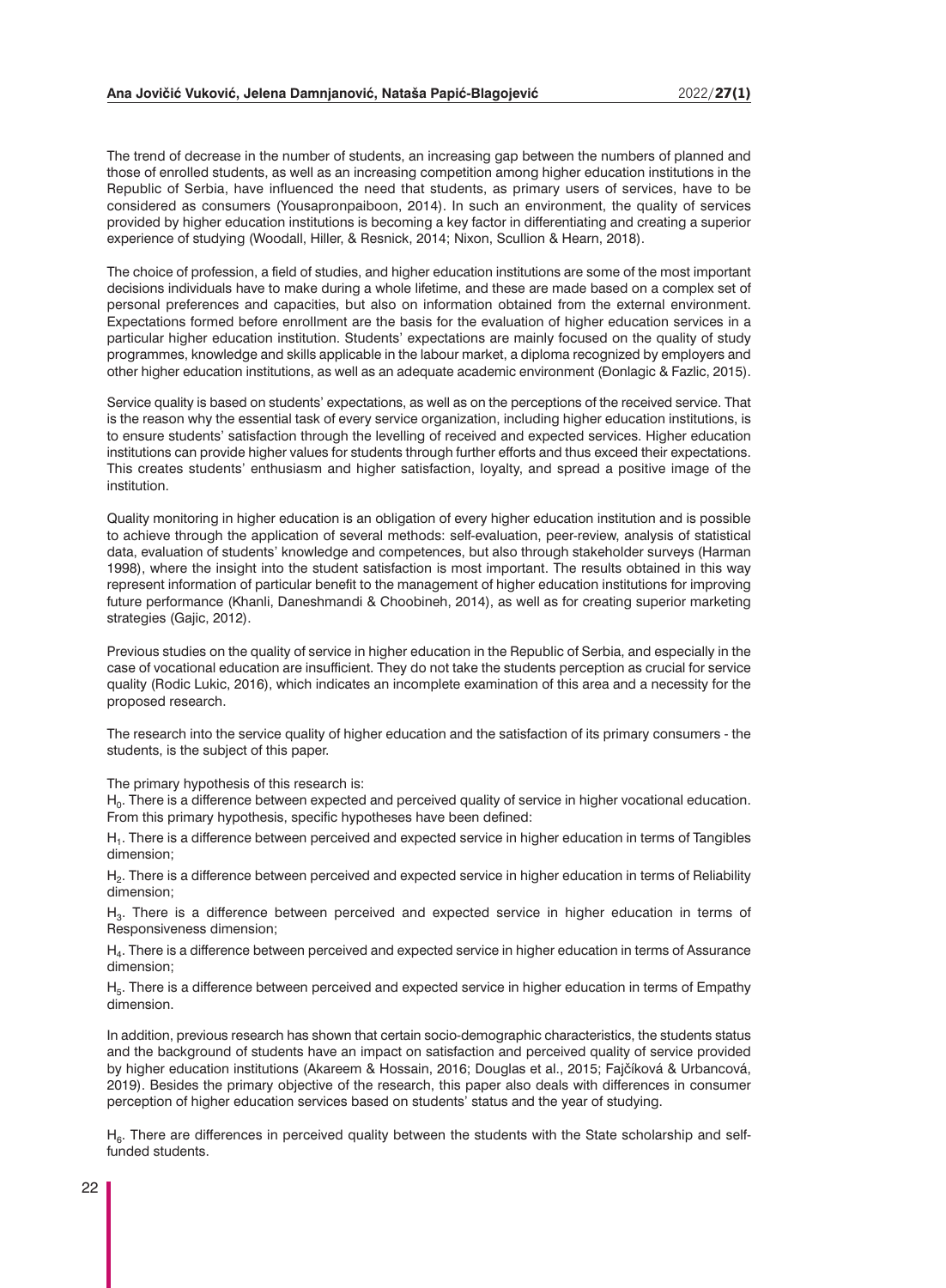The trend of decrease in the number of students, an increasing gap between the numbers of planned and those of enrolled students, as well as an increasing competition among higher education institutions in the Republic of Serbia, have influenced the need that students, as primary users of services, have to be considered as consumers (Yousapronpaiboon, 2014). In such an environment, the quality of services provided by higher education institutions is becoming a key factor in differentiating and creating a superior experience of studying (Woodall, Hiller, & Resnick, 2014; Nixon, Scullion & Hearn, 2018).

The choice of profession, a field of studies, and higher education institutions are some of the most important decisions individuals have to make during a whole lifetime, and these are made based on a complex set of personal preferences and capacities, but also on information obtained from the external environment. Expectations formed before enrollment are the basis for the evaluation of higher education services in a particular higher education institution. Students' expectations are mainly focused on the quality of study programmes, knowledge and skills applicable in the labour market, a diploma recognized by employers and other higher education institutions, as well as an adequate academic environment (Đonlagic & Fazlic, 2015).

Service quality is based on students' expectations, as well as on the perceptions of the received service. That is the reason why the essential task of every service organization, including higher education institutions, is to ensure students' satisfaction through the levelling of received and expected services. Higher education institutions can provide higher values for students through further efforts and thus exceed their expectations. This creates students' enthusiasm and higher satisfaction, loyalty, and spread a positive image of the institution.

Quality monitoring in higher education is an obligation of every higher education institution and is possible to achieve through the application of several methods: self-evaluation, peer-review, analysis of statistical data, evaluation of students' knowledge and competences, but also through stakeholder surveys (Harman 1998), where the insight into the student satisfaction is most important. The results obtained in this way represent information of particular benefit to the management of higher education institutions for improving future performance (Khanli, Daneshmandi & Choobineh, 2014), as well as for creating superior marketing strategies (Gajic, 2012).

Previous studies on the quality of service in higher education in the Republic of Serbia, and especially in the case of vocational education are insufficient. They do not take the students perception as crucial for service quality (Rodic Lukic, 2016), which indicates an incomplete examination of this area and a necessity for the proposed research.

The research into the service quality of higher education and the satisfaction of its primary consumers - the students, is the subject of this paper.

The primary hypothesis of this research is:

$H_0$. There is a difference between expected and perceived quality of service in higher vocational education. From this primary hypothesis, specific hypotheses have been defined:

$H_1$. There is a difference between perceived and expected service in higher education in terms of Tangibles dimension;

$H_2$. There is a difference between perceived and expected service in higher education in terms of Reliability dimension;

$H_3$. There is a difference between perceived and expected service in higher education in terms of Responsiveness dimension;

$H_4$. There is a difference between perceived and expected service in higher education in terms of Assurance dimension;

$H_5$. There is a difference between perceived and expected service in higher education in terms of Empathy dimension.

In addition, previous research has shown that certain socio-demographic characteristics, the students status and the background of students have an impact on satisfaction and perceived quality of service provided by higher education institutions (Akareem & Hossain, 2016; Douglas et al., 2015; Fajčíková & Urbancová, 2019). Besides the primary objective of the research, this paper also deals with differences in consumer perception of higher education services based on students' status and the year of studying.

$H_6$. There are differences in perceived quality between the students with the State scholarship and self-funded students.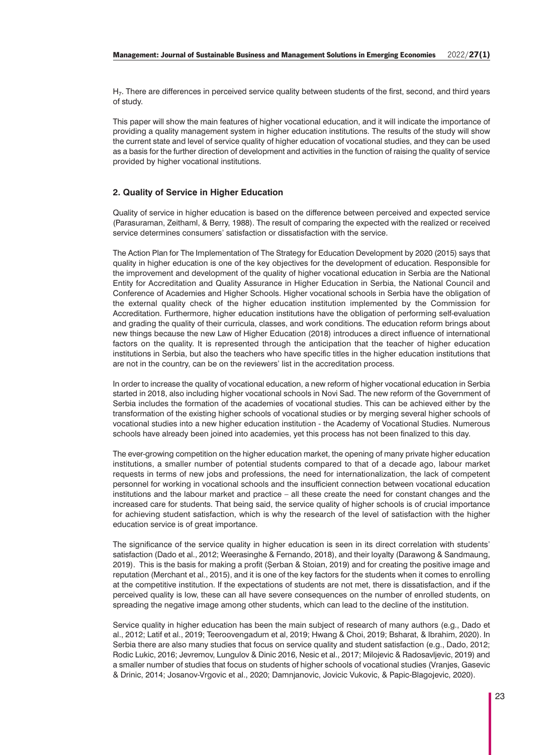$H_7$. There are differences in perceived service quality between students of the first, second, and third years of study.

This paper will show the main features of higher vocational education, and it will indicate the importance of providing a quality management system in higher education institutions. The results of the study will show the current state and level of service quality of higher education of vocational studies, and they can be used as a basis for the further direction of development and activities in the function of raising the quality of service provided by higher vocational institutions.

## 2. Quality of Service in Higher Education

Quality of service in higher education is based on the difference between perceived and expected service (Parasuraman, Zeithaml, & Berry, 1988). The result of comparing the expected with the realized or received service determines consumers' satisfaction or dissatisfaction with the service.

The Action Plan for The Implementation of The Strategy for Education Development by 2020 (2015) says that quality in higher education is one of the key objectives for the development of education. Responsible for the improvement and development of the quality of higher vocational education in Serbia are the National Entity for Accreditation and Quality Assurance in Higher Education in Serbia, the National Council and Conference of Academies and Higher Schools. Higher vocational schools in Serbia have the obligation of the external quality check of the higher education institution implemented by the Commission for Accreditation. Furthermore, higher education institutions have the obligation of performing self-evaluation and grading the quality of their curricula, classes, and work conditions. The education reform brings about new things because the new Law of Higher Education (2018) introduces a direct influence of international factors on the quality. It is represented through the anticipation that the teacher of higher education institutions in Serbia, but also the teachers who have specific titles in the higher education institutions that are not in the country, can be on the reviewers' list in the accreditation process.

In order to increase the quality of vocational education, a new reform of higher vocational education in Serbia started in 2018, also including higher vocational schools in Novi Sad. The new reform of the Government of Serbia includes the formation of the academies of vocational studies. This can be achieved either by the transformation of the existing higher schools of vocational studies or by merging several higher schools of vocational studies into a new higher education institution - the Academy of Vocational Studies. Numerous schools have already been joined into academies, yet this process has not been finalized to this day.

The ever-growing competition on the higher education market, the opening of many private higher education institutions, a smaller number of potential students compared to that of a decade ago, labour market requests in terms of new jobs and professions, the need for internationalization, the lack of competent personnel for working in vocational schools and the insufficient connection between vocational education institutions and the labour market and practice – all these create the need for constant changes and the increased care for students. That being said, the service quality of higher schools is of crucial importance for achieving student satisfaction, which is why the research of the level of satisfaction with the higher education service is of great importance.

The significance of the service quality in higher education is seen in its direct correlation with students' satisfaction (Dado et al., 2012; Weerasinghe & Fernando, 2018), and their loyalty (Darawong & Sandmaung, 2019). This is the basis for making a profit (Șerban & Stoian, 2019) and for creating the positive image and reputation (Merchant et al., 2015), and it is one of the key factors for the students when it comes to enrolling at the competitive institution. If the expectations of students are not met, there is dissatisfaction, and if the perceived quality is low, these can all have severe consequences on the number of enrolled students, on spreading the negative image among other students, which can lead to the decline of the institution.

Service quality in higher education has been the main subject of research of many authors (e.g., Dado et al., 2012; Latif et al., 2019; Teeroovengadum et al, 2019; Hwang & Choi, 2019; Bsharat, & Ibrahim, 2020). In Serbia there are also many studies that focus on service quality and student satisfaction (e.g., Dado, 2012; Rodic Lukic, 2016; Jevremov, Lungulov & Dinic 2016, Nesic et al., 2017; Milojevic & Radosavljevic, 2019) and a smaller number of studies that focus on students of higher schools of vocational studies (Vranjes, Gasevic & Drinic, 2014; Josanov-Vrgovic et al., 2020; Damnjanovic, Jovicic Vukovic, & Papic-Blagojevic, 2020).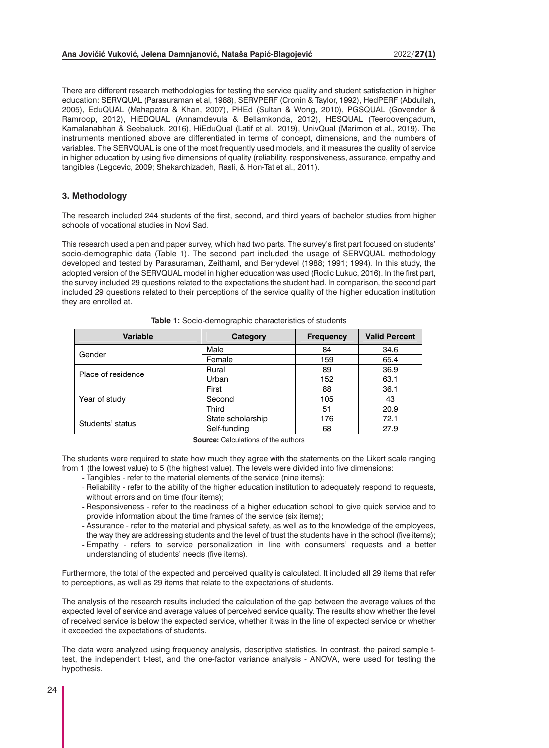There are different research methodologies for testing the service quality and student satisfaction in higher education: SERVQUAL (Parasuraman et al, 1988), SERVPERF (Cronin & Taylor, 1992), HedPERF (Abdullah, 2005), EduQUAL (Mahapatra & Khan, 2007), PHEd (Sultan & Wong, 2010), PGSQUAL (Govender & Ramroop, 2012), HiEDQUAL (Annamdevula & Bellamkonda, 2012), HESQUAL (Teeroovengadum, Kamalanabhan & Seebaluck, 2016), HiEduQual (Latif et al., 2019), UnivQual (Marimon et al., 2019). The instruments mentioned above are differentiated in terms of concept, dimensions, and the numbers of variables. The SERVQUAL is one of the most frequently used models, and it measures the quality of service in higher education by using five dimensions of quality (reliability, responsiveness, assurance, empathy and tangibles (Legcevic, 2009; Shekarchizadeh, Rasli, & Hon-Tat et al., 2011).

## 3. Methodology

The research included 244 students of the first, second, and third years of bachelor studies from higher schools of vocational studies in Novi Sad.

This research used a pen and paper survey, which had two parts. The survey's first part focused on students' socio-demographic data (Table 1). The second part included the usage of SERVQUAL methodology developed and tested by Parasuraman, Zeithaml, and Berrydevel (1988; 1991; 1994). In this study, the adopted version of the SERVQUAL model in higher education was used (Rodic Lukuc, 2016). In the first part, the survey included 29 questions related to the expectations the student had. In comparison, the second part included 29 questions related to their perceptions of the service quality of the higher education institution they are enrolled at.

**Table 1:** Socio-demographic characteristics of students

| Variable | Category | Frequency | Valid Percent |
|---|---|---|---|
| Gender | Male | 84 | 34.6 |
| | Female | 159 | 65.4 |
| Place of residence | Rural | 89 | 36.9 |
| | Urban | 152 | 63.1 |
| Year of study | First | 88 | 36.1 |
| | Second | 105 | 43 |
| | Third | 51 | 20.9 |
| Students' status | State scholarship | 176 | 72.1 |
| | Self-funding | 68 | 27.9 |

**Source:** Calculations of the authors

The students were required to state how much they agree with the statements on the Likert scale ranging from 1 (the lowest value) to 5 (the highest value). The levels were divided into five dimensions:

- Tangibles - refer to the material elements of the service (nine items);
- Reliability - refer to the ability of the higher education institution to adequately respond to requests, without errors and on time (four items);
- Responsiveness - refer to the readiness of a higher education school to give quick service and to provide information about the time frames of the service (six items);
- Assurance - refer to the material and physical safety, as well as to the knowledge of the employees, the way they are addressing students and the level of trust the students have in the school (five items);
- Empathy - refers to service personalization in line with consumers' requests and a better understanding of students' needs (five items).

Furthermore, the total of the expected and perceived quality is calculated. It included all 29 items that refer to perceptions, as well as 29 items that relate to the expectations of students.

The analysis of the research results included the calculation of the gap between the average values of the expected level of service and average values of perceived service quality. The results show whether the level of received service is below the expected service, whether it was in the line of expected service or whether it exceeded the expectations of students.

The data were analyzed using frequency analysis, descriptive statistics. In contrast, the paired sample t-test, the independent t-test, and the one-factor variance analysis - ANOVA, were used for testing the hypothesis.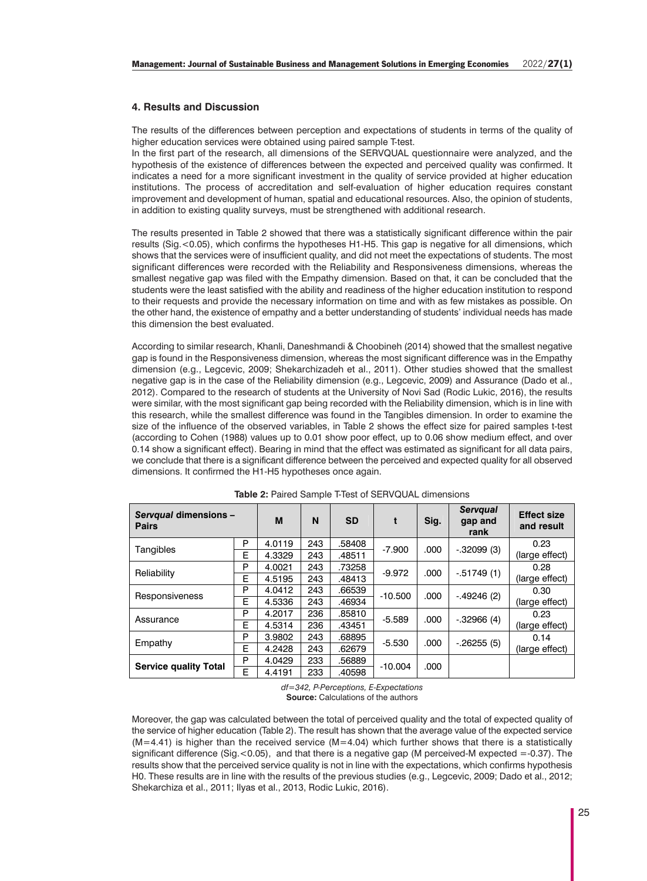## 4. Results and Discussion

The results of the differences between perception and expectations of students in terms of the quality of higher education services were obtained using paired sample T-test.

In the first part of the research, all dimensions of the SERVQUAL questionnaire were analyzed, and the hypothesis of the existence of differences between the expected and perceived quality was confirmed. It indicates a need for a more significant investment in the quality of service provided at higher education institutions. The process of accreditation and self-evaluation of higher education requires constant improvement and development of human, spatial and educational resources. Also, the opinion of students, in addition to existing quality surveys, must be strengthened with additional research.

The results presented in Table 2 showed that there was a statistically significant difference within the pair results (Sig.<0.05), which confirms the hypotheses H1-H5. This gap is negative for all dimensions, which shows that the services were of insufficient quality, and did not meet the expectations of students. The most significant differences were recorded with the Reliability and Responsiveness dimensions, whereas the smallest negative gap was filed with the Empathy dimension. Based on that, it can be concluded that the students were the least satisfied with the ability and readiness of the higher education institution to respond to their requests and provide the necessary information on time and with as few mistakes as possible. On the other hand, the existence of empathy and a better understanding of students' individual needs has made this dimension the best evaluated.

According to similar research, Khanli, Daneshmandi & Choobineh (2014) showed that the smallest negative gap is found in the Responsiveness dimension, whereas the most significant difference was in the Empathy dimension (e.g., Legcevic, 2009; Shekarchizadeh et al., 2011). Other studies showed that the smallest negative gap is in the case of the Reliability dimension (e.g., Legcevic, 2009) and Assurance (Dado et al., 2012). Compared to the research of students at the University of Novi Sad (Rodic Lukic, 2016), the results were similar, with the most significant gap being recorded with the Reliability dimension, which is in line with this research, while the smallest difference was found in the Tangibles dimension. In order to examine the size of the influence of the observed variables, in Table 2 shows the effect size for paired samples t-test (according to Cohen (1988) values up to 0.01 show poor effect, up to 0.06 show medium effect, and over 0.14 show a significant effect). Bearing in mind that the effect was estimated as significant for all data pairs, we conclude that there is a significant difference between the perceived and expected quality for all observed dimensions. It confirmed the H1-H5 hypotheses once again.

**Table 2:** Paired Sample T-Test of SERVQUAL dimensions

| *Servqual* dimensions – Pairs | | M | N | SD | t | Sig. | *Servqual* gap and rank | Effect size and result |
|---|---|---|---|---|---|---|---|---|
| Tangibles | P | 4.0119 | 243 | .58408 | -7.900 | .000 | -.32099 (3) | 0.23 (large effect) |
| | E | 4.3329 | 243 | .48511 | | | | |
| Reliability | P | 4.0021 | 243 | .73258 | -9.972 | .000 | -.51749 (1) | 0.28 (large effect) |
| | E | 4.5195 | 243 | .48413 | | | | |
| Responsiveness | P | 4.0412 | 243 | .66539 | -10.500 | .000 | -.49246 (2) | 0.30 (large effect) |
| | E | 4.5336 | 243 | .46934 | | | | |
| Assurance | P | 4.2017 | 236 | .85810 | -5.589 | .000 | -.32966 (4) | 0.23 (large effect) |
| | E | 4.5314 | 236 | .43451 | | | | |
| Empathy | P | 3.9802 | 243 | .68895 | -5.530 | .000 | -.26255 (5) | 0.14 (large effect) |
| | E | 4.2428 | 243 | .62679 | | | | |
| **Service quality Total** | P | 4.0429 | 233 | .56889 | -10.004 | .000 | | |
| | E | 4.4191 | 233 | .40598 | | | | |

*df=342, P-Perceptions, E-Expectations*

**Source:** Calculations of the authors

Moreover, the gap was calculated between the total of perceived quality and the total of expected quality of the service of higher education (Table 2). The result has shown that the average value of the expected service (M=4.41) is higher than the received service (M=4.04) which further shows that there is a statistically significant difference (Sig.<0.05), and that there is a negative gap (M perceived-M expected =-0.37). The results show that the perceived service quality is not in line with the expectations, which confirms hypothesis H0. These results are in line with the results of the previous studies (e.g., Legcevic, 2009; Dado et al., 2012; Shekarchiza et al., 2011; Ilyas et al., 2013, Rodic Lukic, 2016).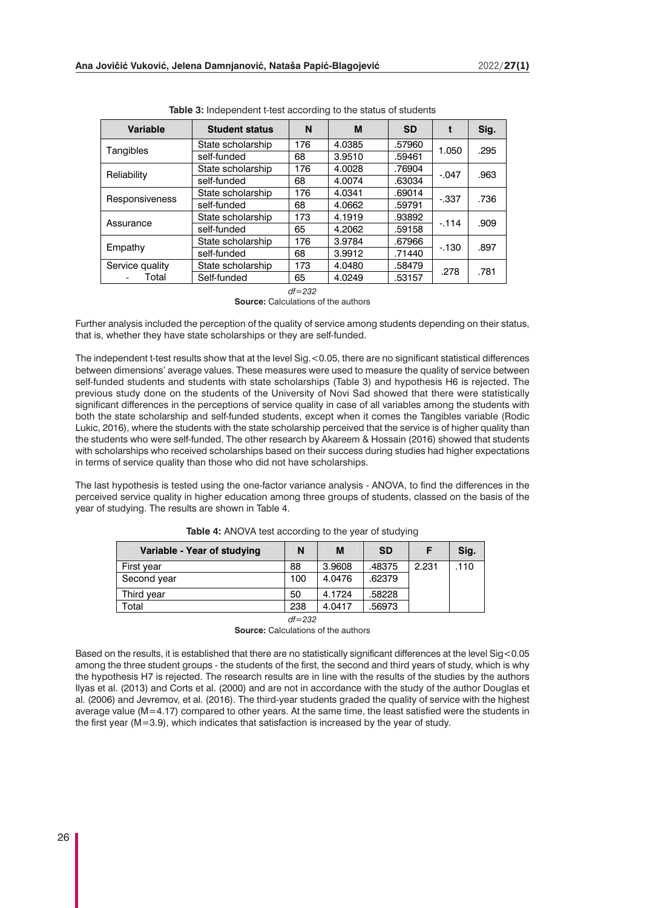**Table 3:** Independent t-test according to the status of students

| Variable | Student status | N | M | SD | t | Sig. |
|---|---|---|---|---|---|---|
| Tangibles | State scholarship | 176 | 4.0385 | .57960 | 1.050 | .295 |
| | self-funded | 68 | 3.9510 | .59461 | | |
| Reliability | State scholarship | 176 | 4.0028 | .76904 | -.047 | .963 |
| | self-funded | 68 | 4.0074 | .63034 | | |
| Responsiveness | State scholarship | 176 | 4.0341 | .69014 | -.337 | .736 |
| | self-funded | 68 | 4.0662 | .59791 | | |
| Assurance | State scholarship | 173 | 4.1919 | .93892 | -.114 | .909 |
| | self-funded | 65 | 4.2062 | .59158 | | |
| Empathy | State scholarship | 176 | 3.9784 | .67966 | -.130 | .897 |
| | self-funded | 68 | 3.9912 | .71440 | | |
| Service quality - Total | State scholarship | 173 | 4.0480 | .58479 | .278 | .781 |
| | Self-funded | 65 | 4.0249 | .53157 | | |

*df=232*

**Source:** Calculations of the authors

Further analysis included the perception of the quality of service among students depending on their status, that is, whether they have state scholarships or they are self-funded.

The independent t-test results show that at the level Sig.<0.05, there are no significant statistical differences between dimensions' average values. These measures were used to measure the quality of service between self-funded students and students with state scholarships (Table 3) and hypothesis H6 is rejected. The previous study done on the students of the University of Novi Sad showed that there were statistically significant differences in the perceptions of service quality in case of all variables among the students with both the state scholarship and self-funded students, except when it comes the Tangibles variable (Rodic Lukic, 2016), where the students with the state scholarship perceived that the service is of higher quality than the students who were self-funded. The other research by Akareem & Hossain (2016) showed that students with scholarships who received scholarships based on their success during studies had higher expectations in terms of service quality than those who did not have scholarships.

The last hypothesis is tested using the one-factor variance analysis - ANOVA, to find the differences in the perceived service quality in higher education among three groups of students, classed on the basis of the year of studying. The results are shown in Table 4.

**Table 4:** ANOVA test according to the year of studying

| Variable - Year of studying | N | M | SD | F | Sig. |
|---|---|---|---|---|---|
| First year | 88 | 3.9608 | .48375 | 2.231 | .110 |
| Second year | 100 | 4.0476 | .62379 | | |
| Third year | 50 | 4.1724 | .58228 | | |
| Total | 238 | 4.0417 | .56973 | | |

*df=232*

**Source:** Calculations of the authors

Based on the results, it is established that there are no statistically significant differences at the level Sig<0.05 among the three student groups - the students of the first, the second and third years of study, which is why the hypothesis H7 is rejected. The research results are in line with the results of the studies by the authors Ilyas et al. (2013) and Corts et al. (2000) and are not in accordance with the study of the author Douglas et al. (2006) and Jevremov, et al. (2016). The third-year students graded the quality of service with the highest average value (M=4.17) compared to other years. At the same time, the least satisfied were the students in the first year (M=3.9), which indicates that satisfaction is increased by the year of study.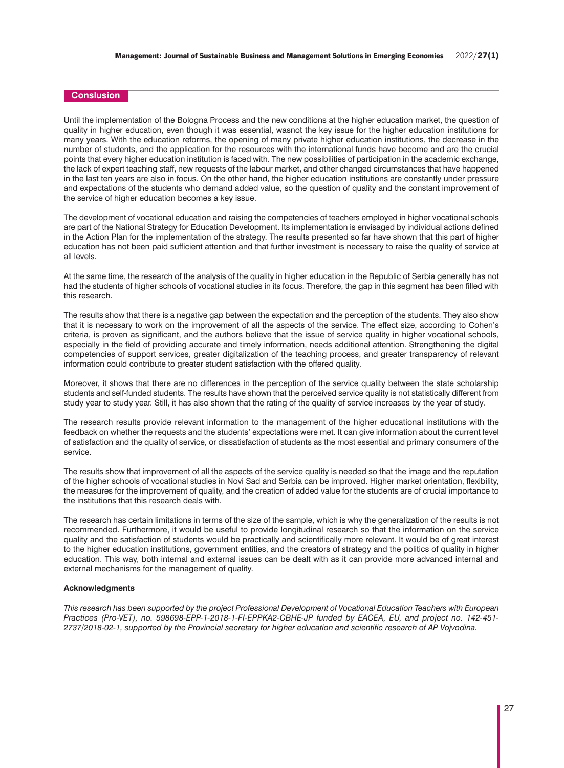## Conslusion

Until the implementation of the Bologna Process and the new conditions at the higher education market, the question of quality in higher education, even though it was essential, wasnot the key issue for the higher education institutions for many years. With the education reforms, the opening of many private higher education institutions, the decrease in the number of students, and the application for the resources with the international funds have become and are the crucial points that every higher education institution is faced with. The new possibilities of participation in the academic exchange, the lack of expert teaching staff, new requests of the labour market, and other changed circumstances that have happened in the last ten years are also in focus. On the other hand, the higher education institutions are constantly under pressure and expectations of the students who demand added value, so the question of quality and the constant improvement of the service of higher education becomes a key issue.

The development of vocational education and raising the competencies of teachers employed in higher vocational schools are part of the National Strategy for Education Development. Its implementation is envisaged by individual actions defined in the Action Plan for the implementation of the strategy. The results presented so far have shown that this part of higher education has not been paid sufficient attention and that further investment is necessary to raise the quality of service at all levels.

At the same time, the research of the analysis of the quality in higher education in the Republic of Serbia generally has not had the students of higher schools of vocational studies in its focus. Therefore, the gap in this segment has been filled with this research.

The results show that there is a negative gap between the expectation and the perception of the students. They also show that it is necessary to work on the improvement of all the aspects of the service. The effect size, according to Cohen's criteria, is proven as significant, and the authors believe that the issue of service quality in higher vocational schools, especially in the field of providing accurate and timely information, needs additional attention. Strengthening the digital competencies of support services, greater digitalization of the teaching process, and greater transparency of relevant information could contribute to greater student satisfaction with the offered quality.

Moreover, it shows that there are no differences in the perception of the service quality between the state scholarship students and self-funded students. The results have shown that the perceived service quality is not statistically different from study year to study year. Still, it has also shown that the rating of the quality of service increases by the year of study.

The research results provide relevant information to the management of the higher educational institutions with the feedback on whether the requests and the students' expectations were met. It can give information about the current level of satisfaction and the quality of service, or dissatisfaction of students as the most essential and primary consumers of the service.

The results show that improvement of all the aspects of the service quality is needed so that the image and the reputation of the higher schools of vocational studies in Novi Sad and Serbia can be improved. Higher market orientation, flexibility, the measures for the improvement of quality, and the creation of added value for the students are of crucial importance to the institutions that this research deals with.

The research has certain limitations in terms of the size of the sample, which is why the generalization of the results is not recommended. Furthermore, it would be useful to provide longitudinal research so that the information on the service quality and the satisfaction of students would be practically and scientifically more relevant. It would be of great interest to the higher education institutions, government entities, and the creators of strategy and the politics of quality in higher education. This way, both internal and external issues can be dealt with as it can provide more advanced internal and external mechanisms for the management of quality.

### Acknowledgments

*This research has been supported by the project Professional Development of Vocational Education Teachers with European Practices (Pro-VET), no. 598698-EPP-1-2018-1-FI-EPPKA2-CBHE-JP funded by EACEA, EU, and project no. 142-451-2737/2018-02-1, supported by the Provincial secretary for higher education and scientific research of AP Vojvodina.*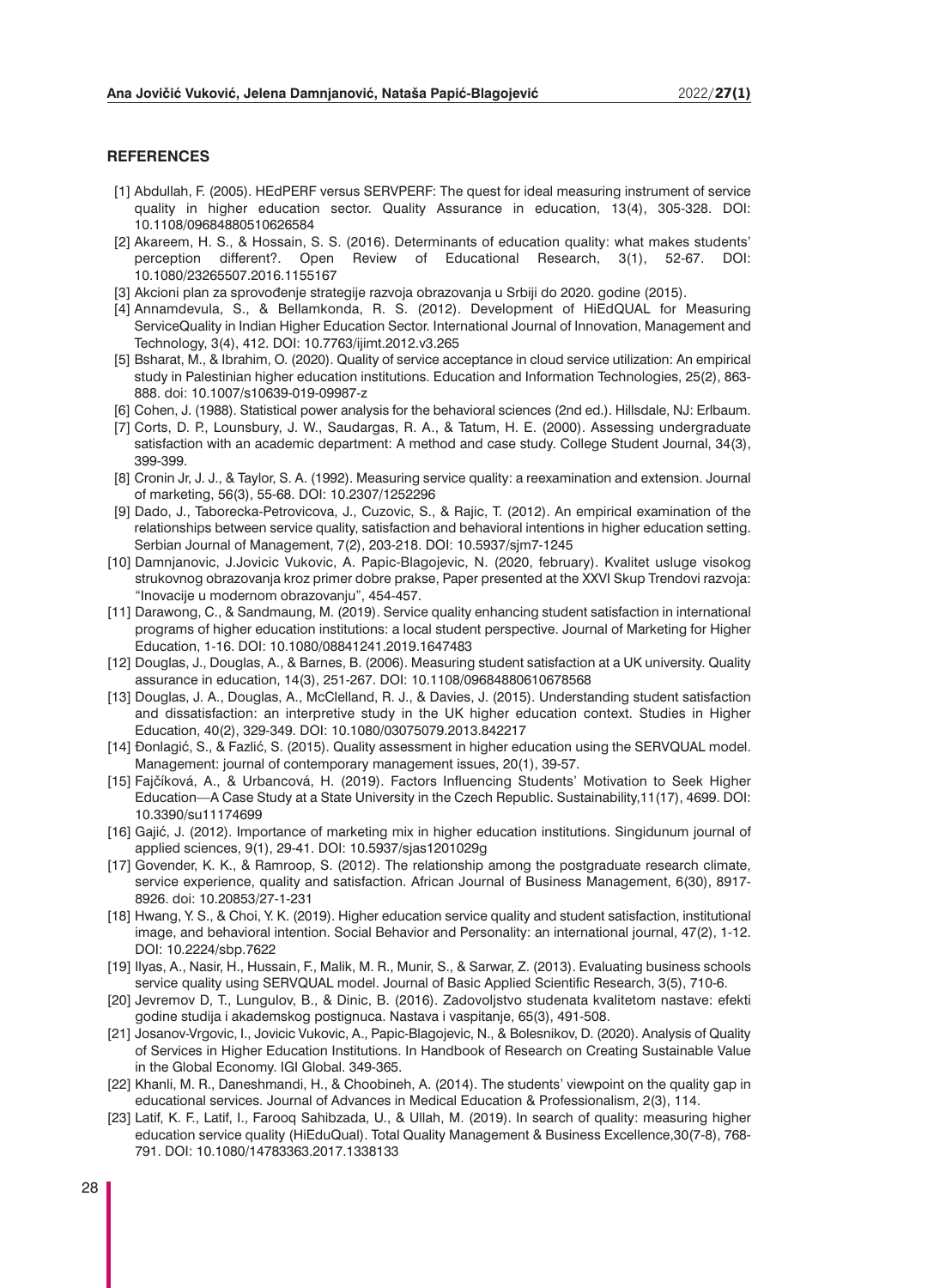## REFERENCES

[1] Abdullah, F. (2005). HEdPERF versus SERVPERF: The quest for ideal measuring instrument of service quality in higher education sector. Quality Assurance in education, 13(4), 305-328. DOI: 10.1108/09684880510626584

[2] Akareem, H. S., & Hossain, S. S. (2016). Determinants of education quality: what makes students' perception different?. Open Review of Educational Research, 3(1), 52-67. DOI: 10.1080/23265507.2016.1155167

[3] Akcioni plan za sprovođenje strategije razvoja obrazovanja u Srbiji do 2020. godine (2015).

[4] Annamdevula, S., & Bellamkonda, R. S. (2012). Development of HiEdQUAL for Measuring ServiceQuality in Indian Higher Education Sector. International Journal of Innovation, Management and Technology, 3(4), 412. DOI: 10.7763/ijimt.2012.v3.265

[5] Bsharat, M., & Ibrahim, O. (2020). Quality of service acceptance in cloud service utilization: An empirical study in Palestinian higher education institutions. Education and Information Technologies, 25(2), 863-888. doi: 10.1007/s10639-019-09987-z

[6] Cohen, J. (1988). Statistical power analysis for the behavioral sciences (2nd ed.). Hillsdale, NJ: Erlbaum.

[7] Corts, D. P., Lounsbury, J. W., Saudargas, R. A., & Tatum, H. E. (2000). Assessing undergraduate satisfaction with an academic department: A method and case study. College Student Journal, 34(3), 399-399.

[8] Cronin Jr, J. J., & Taylor, S. A. (1992). Measuring service quality: a reexamination and extension. Journal of marketing, 56(3), 55-68. DOI: 10.2307/1252296

[9] Dado, J., Taborecka-Petrovicova, J., Cuzovic, S., & Rajic, T. (2012). An empirical examination of the relationships between service quality, satisfaction and behavioral intentions in higher education setting. Serbian Journal of Management, 7(2), 203-218. DOI: 10.5937/sjm7-1245

[10] Damnjanovic, J.Jovicic Vukovic, A. Papic-Blagojevic, N. (2020, february). Kvalitet usluge visokog strukovnog obrazovanja kroz primer dobre prakse, Paper presented at the XXVI Skup Trendovi razvoja: "Inovacije u modernom obrazovanju", 454-457.

[11] Darawong, C., & Sandmaung, M. (2019). Service quality enhancing student satisfaction in international programs of higher education institutions: a local student perspective. Journal of Marketing for Higher Education, 1-16. DOI: 10.1080/08841241.2019.1647483

[12] Douglas, J., Douglas, A., & Barnes, B. (2006). Measuring student satisfaction at a UK university. Quality assurance in education, 14(3), 251-267. DOI: 10.1108/09684880610678568

[13] Douglas, J. A., Douglas, A., McClelland, R. J., & Davies, J. (2015). Understanding student satisfaction and dissatisfaction: an interpretive study in the UK higher education context. Studies in Higher Education, 40(2), 329-349. DOI: 10.1080/03075079.2013.842217

[14] Đonlagić, S., & Fazlić, S. (2015). Quality assessment in higher education using the SERVQUAL model. Management: journal of contemporary management issues, 20(1), 39-57.

[15] Fajčíková, A., & Urbancová, H. (2019). Factors Influencing Students' Motivation to Seek Higher Education—A Case Study at a State University in the Czech Republic. Sustainability,11(17), 4699. DOI: 10.3390/su11174699

[16] Gajić, J. (2012). Importance of marketing mix in higher education institutions. Singidunum journal of applied sciences, 9(1), 29-41. DOI: 10.5937/sjas1201029g

[17] Govender, K. K., & Ramroop, S. (2012). The relationship among the postgraduate research climate, service experience, quality and satisfaction. African Journal of Business Management, 6(30), 8917-8926. doi: 10.20853/27-1-231

[18] Hwang, Y. S., & Choi, Y. K. (2019). Higher education service quality and student satisfaction, institutional image, and behavioral intention. Social Behavior and Personality: an international journal, 47(2), 1-12. DOI: 10.2224/sbp.7622

[19] Ilyas, A., Nasir, H., Hussain, F., Malik, M. R., Munir, S., & Sarwar, Z. (2013). Evaluating business schools service quality using SERVQUAL model. Journal of Basic Applied Scientific Research, 3(5), 710-6.

[20] Jevremov D, T., Lungulov, B., & Dinic, B. (2016). Zadovoljstvo studenata kvalitetom nastave: efekti godine studija i akademskog postignuca. Nastava i vaspitanje, 65(3), 491-508.

[21] Josanov-Vrgovic, I., Jovicic Vukovic, A., Papic-Blagojevic, N., & Bolesnikov, D. (2020). Analysis of Quality of Services in Higher Education Institutions. In Handbook of Research on Creating Sustainable Value in the Global Economy. IGI Global. 349-365.

[22] Khanli, M. R., Daneshmandi, H., & Choobineh, A. (2014). The students' viewpoint on the quality gap in educational services. Journal of Advances in Medical Education & Professionalism, 2(3), 114.

[23] Latif, K. F., Latif, I., Farooq Sahibzada, U., & Ullah, M. (2019). In search of quality: measuring higher education service quality (HiEduQual). Total Quality Management & Business Excellence,30(7-8), 768-791. DOI: 10.1080/14783363.2017.1338133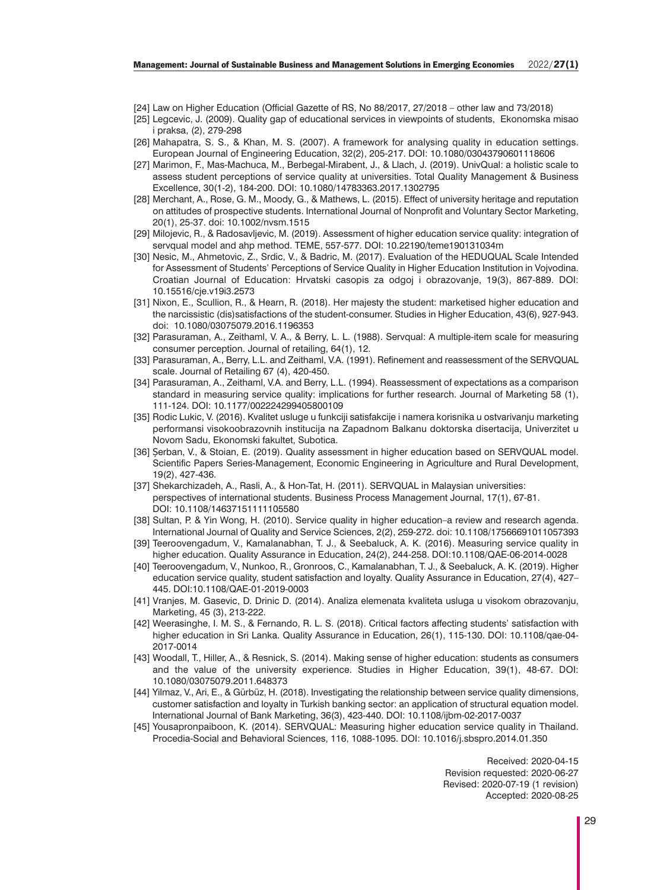[24] Law on Higher Education (Official Gazette of RS, No 88/2017, 27/2018 – other law and 73/2018)

[25] Legcevic, J. (2009). Quality gap of educational services in viewpoints of students, Ekonomska misao i praksa, (2), 279-298

[26] Mahapatra, S. S., & Khan, M. S. (2007). A framework for analysing quality in education settings. European Journal of Engineering Education, 32(2), 205-217. DOI: 10.1080/03043790601118606

[27] Marimon, F., Mas-Machuca, M., Berbegal-Mirabent, J., & Llach, J. (2019). UnivQual: a holistic scale to assess student perceptions of service quality at universities. Total Quality Management & Business Excellence, 30(1-2), 184-200. DOI: 10.1080/14783363.2017.1302795

[28] Merchant, A., Rose, G. M., Moody, G., & Mathews, L. (2015). Effect of university heritage and reputation on attitudes of prospective students. International Journal of Nonprofit and Voluntary Sector Marketing, 20(1), 25-37. doi: 10.1002/nvsm.1515

[29] Milojevic, R., & Radosavljevic, M. (2019). Assessment of higher education service quality: integration of servqual model and ahp method. TEME, 557-577. DOI: 10.22190/teme190131034m

[30] Nesic, M., Ahmetovic, Z., Srdic, V., & Badric, M. (2017). Evaluation of the HEDUQUAL Scale Intended for Assessment of Students' Perceptions of Service Quality in Higher Education Institution in Vojvodina. Croatian Journal of Education: Hrvatski casopis za odgoj i obrazovanje, 19(3), 867-889. DOI: 10.15516/cje.v19i3.2573

[31] Nixon, E., Scullion, R., & Hearn, R. (2018). Her majesty the student: marketised higher education and the narcissistic (dis)satisfactions of the student-consumer. Studies in Higher Education, 43(6), 927-943. doi: 10.1080/03075079.2016.1196353

[32] Parasuraman, A., Zeithaml, V. A., & Berry, L. L. (1988). Servqual: A multiple-item scale for measuring consumer perception. Journal of retailing, 64(1), 12.

[33] Parasuraman, A., Berry, L.L. and Zeithaml, V.A. (1991). Refinement and reassessment of the SERVQUAL scale. Journal of Retailing 67 (4), 420-450.

[34] Parasuraman, A., Zeithaml, V.A. and Berry, L.L. (1994). Reassessment of expectations as a comparison standard in measuring service quality: implications for further research. Journal of Marketing 58 (1), 111-124. DOI: 10.1177/002224299405800109

[35] Rodic Lukic, V. (2016). Kvalitet usluge u funkciji satisfakcije i namera korisnika u ostvarivanju marketing performansi visokoobrazovnih institucija na Zapadnom Balkanu doktorska disertacija, Univerzitet u Novom Sadu, Ekonomski fakultet, Subotica.

[36] Șerban, V., & Stoian, E. (2019). Quality assessment in higher education based on SERVQUAL model. Scientific Papers Series-Management, Economic Engineering in Agriculture and Rural Development, 19(2), 427-436.

[37] Shekarchizadeh, A., Rasli, A., & Hon-Tat, H. (2011). SERVQUAL in Malaysian universities: perspectives of international students. Business Process Management Journal, 17(1), 67-81. DOI: 10.1108/14637151111105580

[38] Sultan, P. & Yin Wong, H. (2010). Service quality in higher education–a review and research agenda. International Journal of Quality and Service Sciences, 2(2), 259-272. doi: 10.1108/17566691011057393

[39] Teeroovengadum, V., Kamalanabhan, T. J., & Seebaluck, A. K. (2016). Measuring service quality in higher education. Quality Assurance in Education, 24(2), 244-258. DOI:10.1108/QAE-06-2014-0028

[40] Teeroovengadum, V., Nunkoo, R., Gronroos, C., Kamalanabhan, T. J., & Seebaluck, A. K. (2019). Higher education service quality, student satisfaction and loyalty. Quality Assurance in Education, 27(4), 427–445. DOI:10.1108/QAE-01-2019-0003

[41] Vranjes, M. Gasevic, D. Drinic D. (2014). Analiza elemenata kvaliteta usluga u visokom obrazovanju, Marketing, 45 (3), 213-222.

[42] Weerasinghe, I. M. S., & Fernando, R. L. S. (2018). Critical factors affecting students' satisfaction with higher education in Sri Lanka. Quality Assurance in Education, 26(1), 115-130. DOI: 10.1108/qae-04-2017-0014

[43] Woodall, T., Hiller, A., & Resnick, S. (2014). Making sense of higher education: students as consumers and the value of the university experience. Studies in Higher Education, 39(1), 48-67. DOI: 10.1080/03075079.2011.648373

[44] Yilmaz, V., Ari, E., & Gürbüz, H. (2018). Investigating the relationship between service quality dimensions, customer satisfaction and loyalty in Turkish banking sector: an application of structural equation model. International Journal of Bank Marketing, 36(3), 423-440. DOI: 10.1108/ijbm-02-2017-0037

[45] Yousapronpaiboon, K. (2014). SERVQUAL: Measuring higher education service quality in Thailand. Procedia-Social and Behavioral Sciences, 116, 1088-1095. DOI: 10.1016/j.sbspro.2014.01.350

Received: 2020-04-15
Revision requested: 2020-06-27
Revised: 2020-07-19 (1 revision)
Accepted: 2020-08-25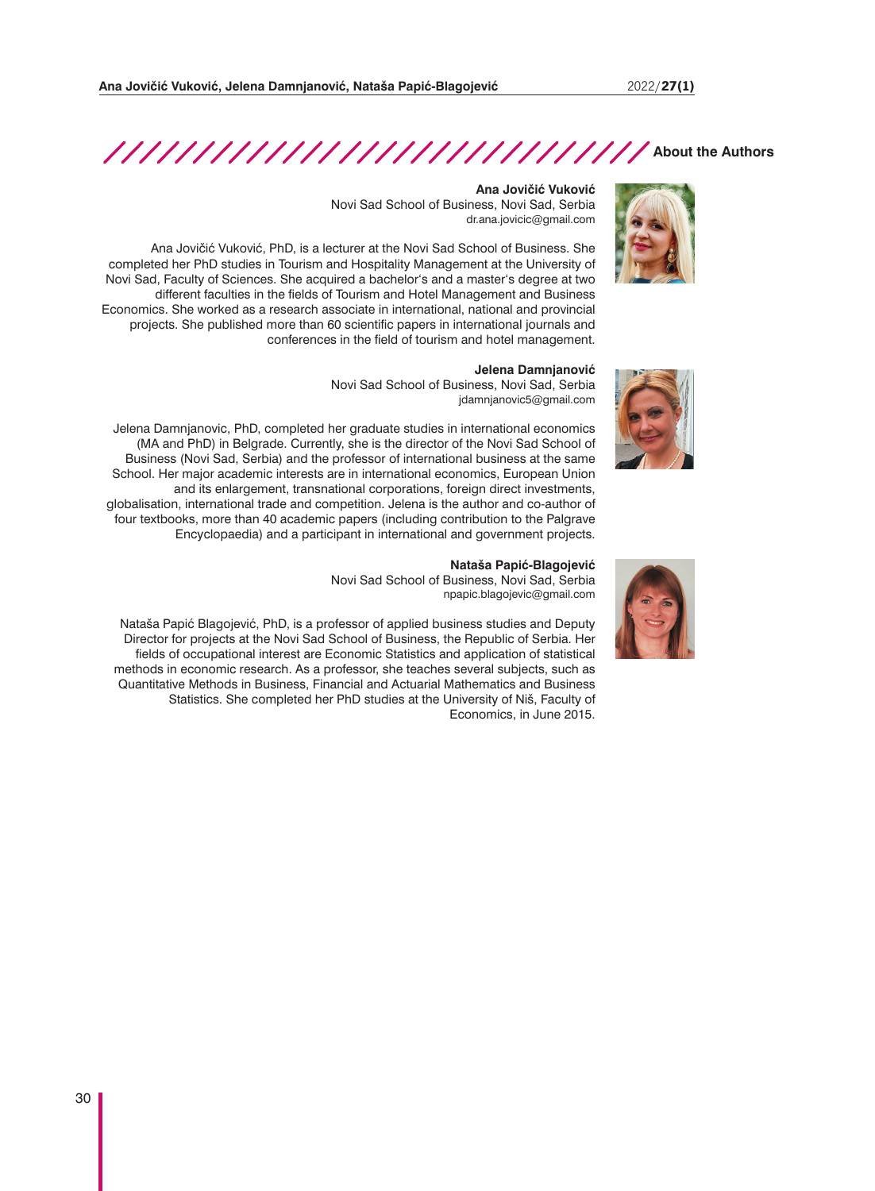## About the Authors

**Ana Jovičić Vuković**
Novi Sad School of Business, Novi Sad, Serbia
dr.ana.jovicic@gmail.com

Ana Jovičić Vuković, PhD, is a lecturer at the Novi Sad School of Business. She completed her PhD studies in Tourism and Hospitality Management at the University of Novi Sad, Faculty of Sciences. She acquired a bachelor's and a master's degree at two different faculties in the fields of Tourism and Hotel Management and Business Economics. She worked as a research associate in international, national and provincial projects. She published more than 60 scientific papers in international journals and conferences in the field of tourism and hotel management.

**Jelena Damnjanović**
Novi Sad School of Business, Novi Sad, Serbia
jdamnjanovic5@gmail.com

Jelena Damnjanovic, PhD, completed her graduate studies in international economics (MA and PhD) in Belgrade. Currently, she is the director of the Novi Sad School of Business (Novi Sad, Serbia) and the professor of international business at the same School. Her major academic interests are in international economics, European Union and its enlargement, transnational corporations, foreign direct investments, globalisation, international trade and competition. Jelena is the author and co-author of four textbooks, more than 40 academic papers (including contribution to the Palgrave Encyclopaedia) and a participant in international and government projects.

**Nataša Papić-Blagojević**
Novi Sad School of Business, Novi Sad, Serbia
npapic.blagojevic@gmail.com

Nataša Papić Blagojević, PhD, is a professor of applied business studies and Deputy Director for projects at the Novi Sad School of Business, the Republic of Serbia. Her fields of occupational interest are Economic Statistics and application of statistical methods in economic research. As a professor, she teaches several subjects, such as Quantitative Methods in Business, Financial and Actuarial Mathematics and Business Statistics. She completed her PhD studies at the University of Niš, Faculty of Economics, in June 2015.